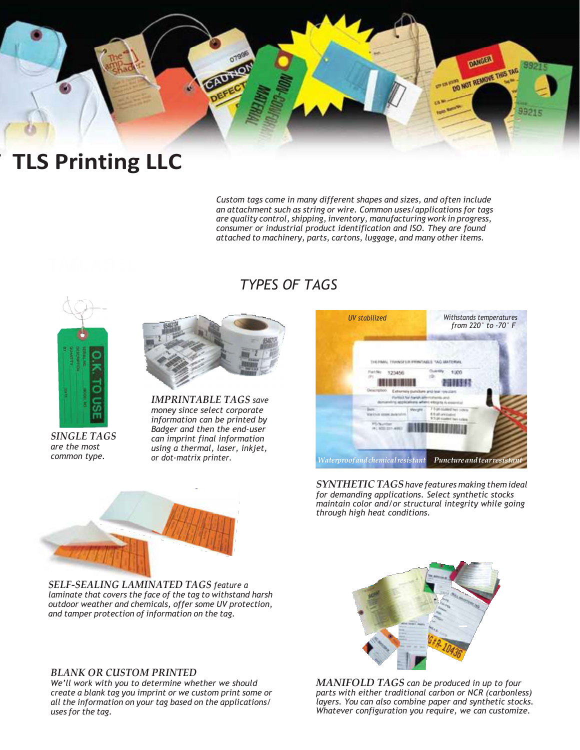# TLS Printing LLC

*Custom tags come in many different shapes and sizes, and often include an attachment such as string or wire. Common uses/applications for tags are quality control, shipping, inventory, manufacturing work in progress, consumer or industrial product identification and ISO. They are found attached to machinery, parts, cartons, luggage, and many other items.*

## TYPES OF TAGS

*SINGLE TAGS are the most common type.*

*IMPRINTABLE TAGS save money since select corporate information can be printed by Badger and then the end-user can imprint final information using a thermal, laser, inkjet, or dot-matrix printer.*

UV stabilized

Withstands temperatures from 220° to -70° F

Waterproof and chemical resistant

Puncture and tear resistant

*SYNTHETIC TAGS have features making them ideal for demanding applications. Select synthetic stocks maintain color and/or structural integrity while going through high heat conditions.*

*SELF-SEALING LAMINATED TAGS feature a laminate that covers the face of the tag to withstand harsh outdoor weather and chemicals, offer some UV protection, and tamper protection of information on the tag.*

*MANIFOLD TAGS can be produced in up to four parts with either traditional carbon or NCR (carbonless) layers. You can also combine paper and synthetic stocks. Whatever configuration you require, we can customize.*

*BLANK OR CUSTOM PRINTED*
*We'll work with you to determine whether we should create a blank tag you imprint or we custom print some or all the information on your tag based on the applications/uses for the tag.*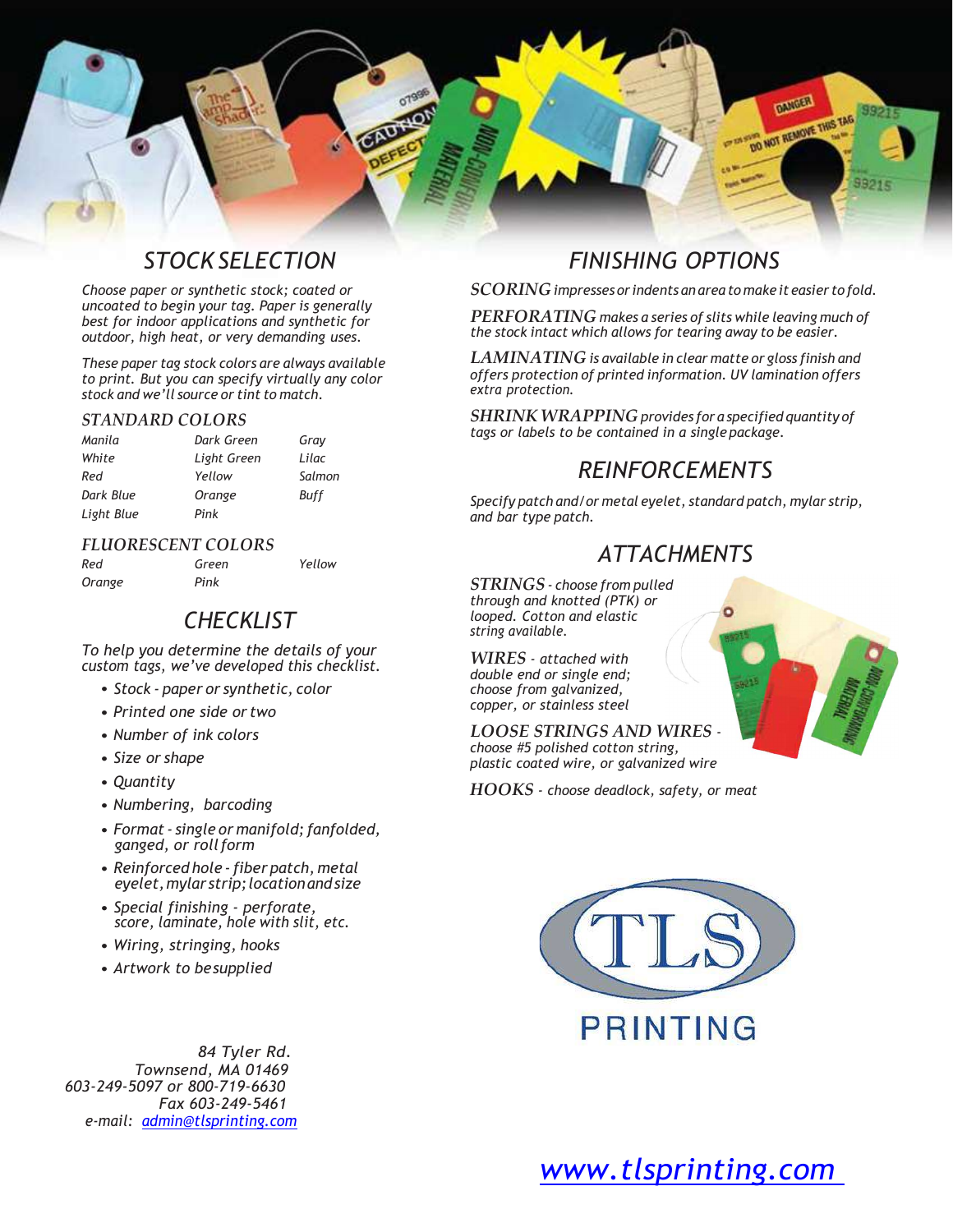## STOCK SELECTION

*Choose paper or synthetic stock; coated or uncoated to begin your tag. Paper is generally best for indoor applications and synthetic for outdoor, high heat, or very demanding uses.*

*These paper tag stock colors are always available to print. But you can specify virtually any color stock and we'll source or tint to match.*

### STANDARD COLORS

| | | |
|---|---|---|
| Manila | Dark Green | Gray |
| White | Light Green | Lilac |
| Red | Yellow | Salmon |
| Dark Blue | Orange | Buff |
| Light Blue | Pink | |

### FLUORESCENT COLORS

| | | |
|---|---|---|
| Red | Green | Yellow |
| Orange | Pink | |

## CHECKLIST

*To help you determine the details of your custom tags, we've developed this checklist.*

- *Stock - paper or synthetic, color*
- *Printed one side or two*
- *Number of ink colors*
- *Size or shape*
- *Quantity*
- *Numbering, barcoding*
- *Format - single or manifold; fanfolded, ganged, or roll form*
- *Reinforced hole - fiber patch, metal eyelet, mylar strip; location and size*
- *Special finishing - perforate, score, laminate, hole with slit, etc.*
- *Wiring, stringing, hooks*
- *Artwork to be supplied*

## FINISHING OPTIONS

**SCORING** *impresses or indents an area to make it easier to fold.*

**PERFORATING** *makes a series of slits while leaving much of the stock intact which allows for tearing away to be easier.*

**LAMINATING** *is available in clear matte or gloss finish and offers protection of printed information. UV lamination offers extra protection.*

**SHRINK WRAPPING** *provides for a specified quantity of tags or labels to be contained in a single package.*

## REINFORCEMENTS

*Specify patch and/or metal eyelet, standard patch, mylar strip, and bar type patch.*

## ATTACHMENTS

**STRINGS** *- choose from pulled through and knotted (PTK) or looped. Cotton and elastic string available.*

**WIRES** *- attached with double end or single end; choose from galvanized, copper, or stainless steel*

**LOOSE STRINGS AND WIRES** *- choose #5 polished cotton string, plastic coated wire, or galvanized wire*

**HOOKS** *- choose deadlock, safety, or meat*

TLS PRINTING

*84 Tyler Rd.*
*Townsend, MA 01469*
*603-249-5097 or 800-719-6630*
*Fax 603-249-5461*
*e-mail: admin@tlsprinting.com*

*www.tlsprinting.com*